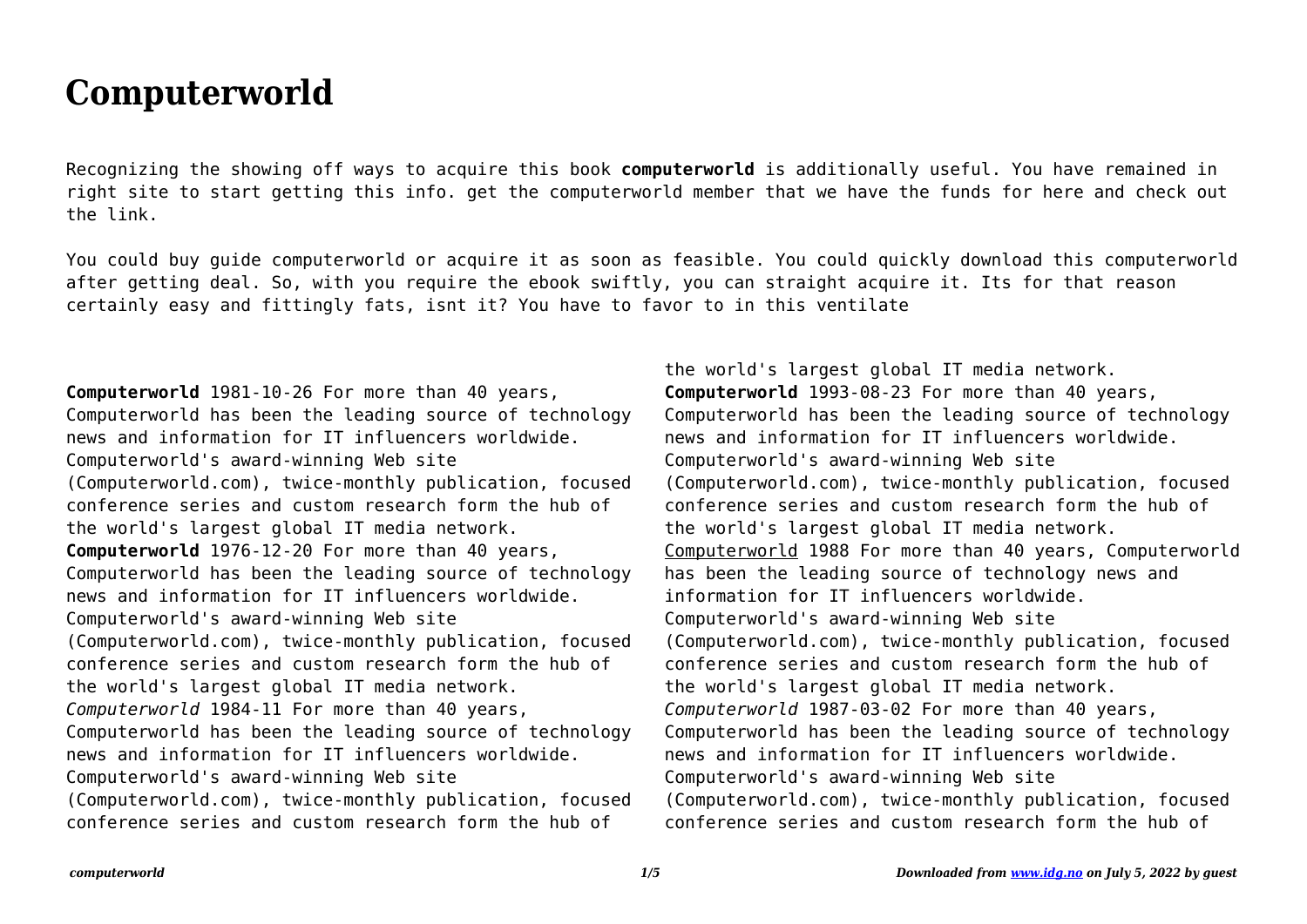# Computerworld

Recognizing the showing off ways to acquire this book **computerworld** is additionally useful. You have remained in right site to start getting this info. get the computerworld member that we have the funds for here and check out the link.

You could buy guide computerworld or acquire it as soon as feasible. You could quickly download this computerworld after getting deal. So, with you require the ebook swiftly, you can straight acquire it. Its for that reason certainly easy and fittingly fats, isnt it? You have to favor to in this ventilate

**Computerworld** 1981-10-26 For more than 40 years, Computerworld has been the leading source of technology news and information for IT influencers worldwide. Computerworld's award-winning Web site (Computerworld.com), twice-monthly publication, focused conference series and custom research form the hub of the world's largest global IT media network.

**Computerworld** 1976-12-20 For more than 40 years, Computerworld has been the leading source of technology news and information for IT influencers worldwide. Computerworld's award-winning Web site (Computerworld.com), twice-monthly publication, focused conference series and custom research form the hub of the world's largest global IT media network.

*Computerworld* 1984-11 For more than 40 years, Computerworld has been the leading source of technology news and information for IT influencers worldwide. Computerworld's award-winning Web site (Computerworld.com), twice-monthly publication, focused conference series and custom research form the hub of the world's largest global IT media network.

**Computerworld** 1993-08-23 For more than 40 years, Computerworld has been the leading source of technology news and information for IT influencers worldwide. Computerworld's award-winning Web site (Computerworld.com), twice-monthly publication, focused conference series and custom research form the hub of the world's largest global IT media network.

Computerworld 1988 For more than 40 years, Computerworld has been the leading source of technology news and information for IT influencers worldwide. Computerworld's award-winning Web site (Computerworld.com), twice-monthly publication, focused conference series and custom research form the hub of the world's largest global IT media network.

*Computerworld* 1987-03-02 For more than 40 years, Computerworld has been the leading source of technology news and information for IT influencers worldwide. Computerworld's award-winning Web site (Computerworld.com), twice-monthly publication, focused conference series and custom research form the hub of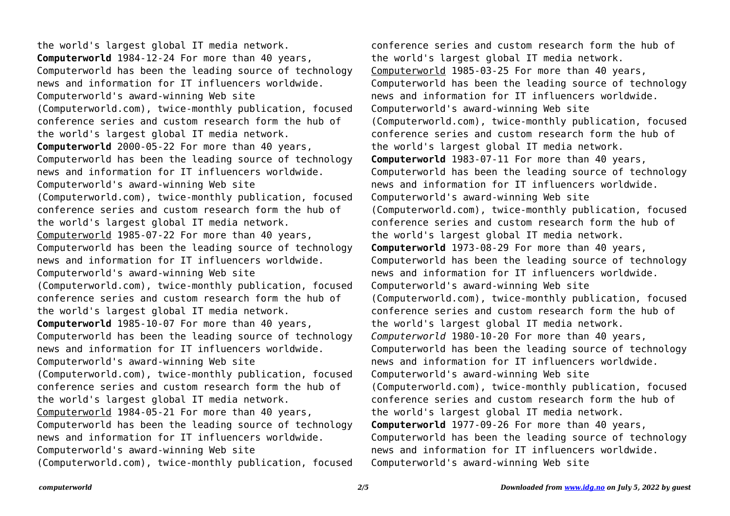the world's largest global IT media network.

**Computerworld** 1984-12-24 For more than 40 years, Computerworld has been the leading source of technology news and information for IT influencers worldwide. Computerworld's award-winning Web site (Computerworld.com), twice-monthly publication, focused conference series and custom research form the hub of the world's largest global IT media network.

**Computerworld** 2000-05-22 For more than 40 years, Computerworld has been the leading source of technology news and information for IT influencers worldwide. Computerworld's award-winning Web site (Computerworld.com), twice-monthly publication, focused conference series and custom research form the hub of the world's largest global IT media network.

Computerworld 1985-07-22 For more than 40 years, Computerworld has been the leading source of technology news and information for IT influencers worldwide. Computerworld's award-winning Web site (Computerworld.com), twice-monthly publication, focused conference series and custom research form the hub of the world's largest global IT media network.

**Computerworld** 1985-10-07 For more than 40 years, Computerworld has been the leading source of technology news and information for IT influencers worldwide. Computerworld's award-winning Web site (Computerworld.com), twice-monthly publication, focused conference series and custom research form the hub of the world's largest global IT media network.

Computerworld 1984-05-21 For more than 40 years, Computerworld has been the leading source of technology news and information for IT influencers worldwide. Computerworld's award-winning Web site (Computerworld.com), twice-monthly publication, focused conference series and custom research form the hub of the world's largest global IT media network.

Computerworld 1985-03-25 For more than 40 years, Computerworld has been the leading source of technology news and information for IT influencers worldwide. Computerworld's award-winning Web site (Computerworld.com), twice-monthly publication, focused conference series and custom research form the hub of the world's largest global IT media network.

**Computerworld** 1983-07-11 For more than 40 years, Computerworld has been the leading source of technology news and information for IT influencers worldwide. Computerworld's award-winning Web site (Computerworld.com), twice-monthly publication, focused conference series and custom research form the hub of the world's largest global IT media network.

**Computerworld** 1973-08-29 For more than 40 years, Computerworld has been the leading source of technology news and information for IT influencers worldwide. Computerworld's award-winning Web site (Computerworld.com), twice-monthly publication, focused conference series and custom research form the hub of the world's largest global IT media network.

*Computerworld* 1980-10-20 For more than 40 years, Computerworld has been the leading source of technology news and information for IT influencers worldwide. Computerworld's award-winning Web site (Computerworld.com), twice-monthly publication, focused conference series and custom research form the hub of the world's largest global IT media network.

**Computerworld** 1977-09-26 For more than 40 years, Computerworld has been the leading source of technology news and information for IT influencers worldwide. Computerworld's award-winning Web site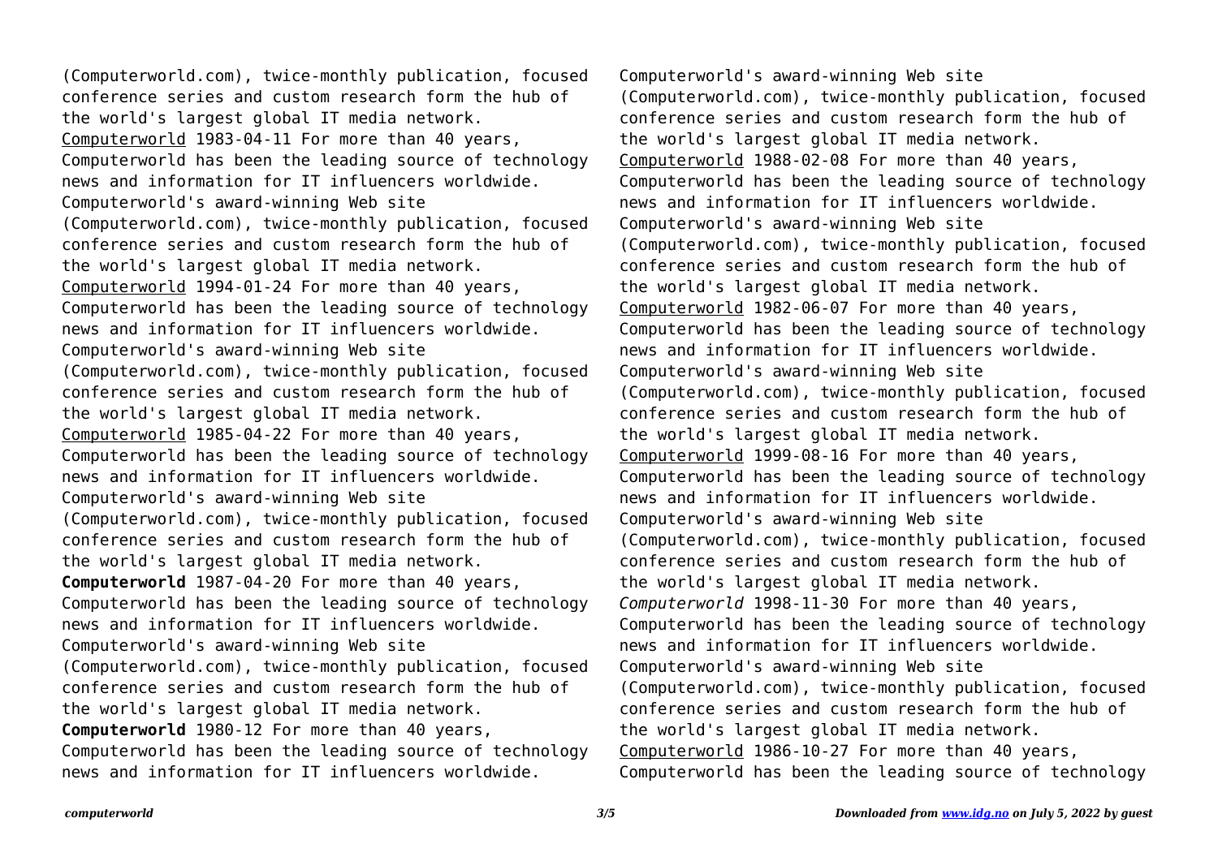(Computerworld.com), twice-monthly publication, focused conference series and custom research form the hub of the world's largest global IT media network.

Computerworld 1983-04-11 For more than 40 years, Computerworld has been the leading source of technology news and information for IT influencers worldwide. Computerworld's award-winning Web site (Computerworld.com), twice-monthly publication, focused conference series and custom research form the hub of the world's largest global IT media network.

Computerworld 1994-01-24 For more than 40 years, Computerworld has been the leading source of technology news and information for IT influencers worldwide. Computerworld's award-winning Web site (Computerworld.com), twice-monthly publication, focused conference series and custom research form the hub of the world's largest global IT media network.

Computerworld 1985-04-22 For more than 40 years, Computerworld has been the leading source of technology news and information for IT influencers worldwide. Computerworld's award-winning Web site (Computerworld.com), twice-monthly publication, focused conference series and custom research form the hub of the world's largest global IT media network.

**Computerworld** 1987-04-20 For more than 40 years, Computerworld has been the leading source of technology news and information for IT influencers worldwide. Computerworld's award-winning Web site (Computerworld.com), twice-monthly publication, focused conference series and custom research form the hub of the world's largest global IT media network.

**Computerworld** 1980-12 For more than 40 years, Computerworld has been the leading source of technology news and information for IT influencers worldwide. Computerworld's award-winning Web site (Computerworld.com), twice-monthly publication, focused conference series and custom research form the hub of the world's largest global IT media network.

Computerworld 1988-02-08 For more than 40 years, Computerworld has been the leading source of technology news and information for IT influencers worldwide. Computerworld's award-winning Web site (Computerworld.com), twice-monthly publication, focused conference series and custom research form the hub of the world's largest global IT media network.

Computerworld 1982-06-07 For more than 40 years, Computerworld has been the leading source of technology news and information for IT influencers worldwide. Computerworld's award-winning Web site (Computerworld.com), twice-monthly publication, focused conference series and custom research form the hub of the world's largest global IT media network.

Computerworld 1999-08-16 For more than 40 years, Computerworld has been the leading source of technology news and information for IT influencers worldwide. Computerworld's award-winning Web site (Computerworld.com), twice-monthly publication, focused conference series and custom research form the hub of the world's largest global IT media network.

*Computerworld* 1998-11-30 For more than 40 years, Computerworld has been the leading source of technology news and information for IT influencers worldwide. Computerworld's award-winning Web site (Computerworld.com), twice-monthly publication, focused conference series and custom research form the hub of the world's largest global IT media network.

Computerworld 1986-10-27 For more than 40 years, Computerworld has been the leading source of technology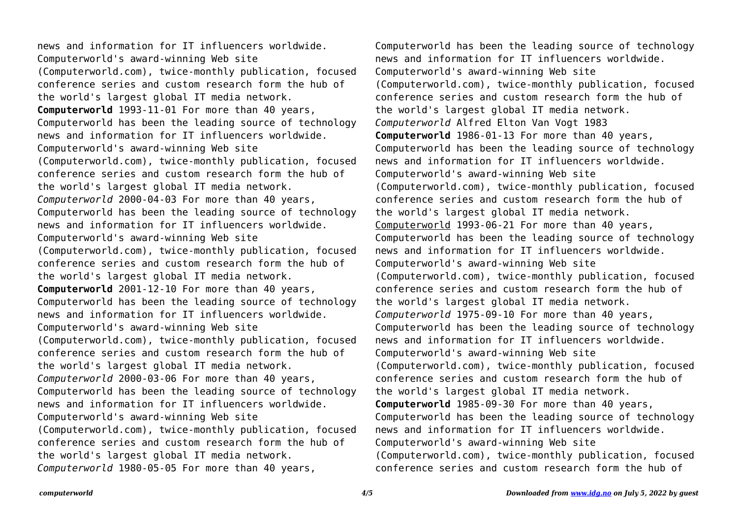news and information for IT influencers worldwide. Computerworld's award-winning Web site (Computerworld.com), twice-monthly publication, focused conference series and custom research form the hub of the world's largest global IT media network.

**Computerworld** 1993-11-01 For more than 40 years, Computerworld has been the leading source of technology news and information for IT influencers worldwide. Computerworld's award-winning Web site (Computerworld.com), twice-monthly publication, focused conference series and custom research form the hub of the world's largest global IT media network.

*Computerworld* 2000-04-03 For more than 40 years, Computerworld has been the leading source of technology news and information for IT influencers worldwide. Computerworld's award-winning Web site (Computerworld.com), twice-monthly publication, focused conference series and custom research form the hub of the world's largest global IT media network.

**Computerworld** 2001-12-10 For more than 40 years, Computerworld has been the leading source of technology news and information for IT influencers worldwide. Computerworld's award-winning Web site (Computerworld.com), twice-monthly publication, focused conference series and custom research form the hub of the world's largest global IT media network.

*Computerworld* 2000-03-06 For more than 40 years, Computerworld has been the leading source of technology news and information for IT influencers worldwide. Computerworld's award-winning Web site (Computerworld.com), twice-monthly publication, focused conference series and custom research form the hub of the world's largest global IT media network.

*Computerworld* 1980-05-05 For more than 40 years, Computerworld has been the leading source of technology news and information for IT influencers worldwide. Computerworld's award-winning Web site (Computerworld.com), twice-monthly publication, focused conference series and custom research form the hub of the world's largest global IT media network.

*Computerworld* Alfred Elton Van Vogt 1983

**Computerworld** 1986-01-13 For more than 40 years, Computerworld has been the leading source of technology news and information for IT influencers worldwide. Computerworld's award-winning Web site (Computerworld.com), twice-monthly publication, focused conference series and custom research form the hub of the world's largest global IT media network.

Computerworld 1993-06-21 For more than 40 years, Computerworld has been the leading source of technology news and information for IT influencers worldwide. Computerworld's award-winning Web site (Computerworld.com), twice-monthly publication, focused conference series and custom research form the hub of the world's largest global IT media network.

*Computerworld* 1975-09-10 For more than 40 years, Computerworld has been the leading source of technology news and information for IT influencers worldwide. Computerworld's award-winning Web site (Computerworld.com), twice-monthly publication, focused conference series and custom research form the hub of the world's largest global IT media network.

**Computerworld** 1985-09-30 For more than 40 years, Computerworld has been the leading source of technology news and information for IT influencers worldwide. Computerworld's award-winning Web site (Computerworld.com), twice-monthly publication, focused conference series and custom research form the hub of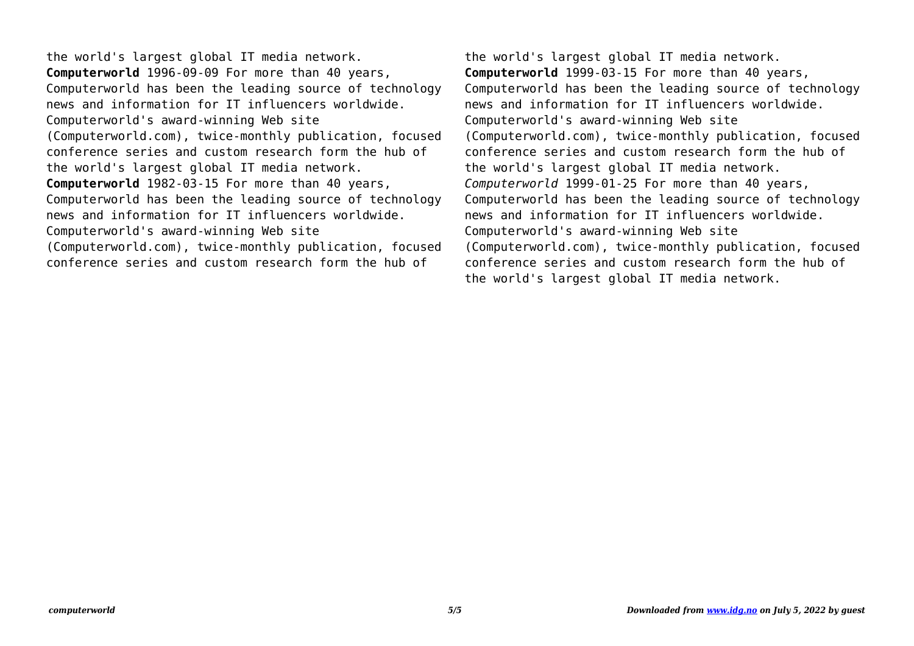the world's largest global IT media network.

**Computerworld** 1996-09-09 For more than 40 years, Computerworld has been the leading source of technology news and information for IT influencers worldwide. Computerworld's award-winning Web site (Computerworld.com), twice-monthly publication, focused conference series and custom research form the hub of the world's largest global IT media network.

**Computerworld** 1982-03-15 For more than 40 years, Computerworld has been the leading source of technology news and information for IT influencers worldwide. Computerworld's award-winning Web site (Computerworld.com), twice-monthly publication, focused conference series and custom research form the hub of the world's largest global IT media network.

**Computerworld** 1999-03-15 For more than 40 years, Computerworld has been the leading source of technology news and information for IT influencers worldwide. Computerworld's award-winning Web site (Computerworld.com), twice-monthly publication, focused conference series and custom research form the hub of the world's largest global IT media network.

*Computerworld* 1999-01-25 For more than 40 years, Computerworld has been the leading source of technology news and information for IT influencers worldwide. Computerworld's award-winning Web site (Computerworld.com), twice-monthly publication, focused conference series and custom research form the hub of the world's largest global IT media network.